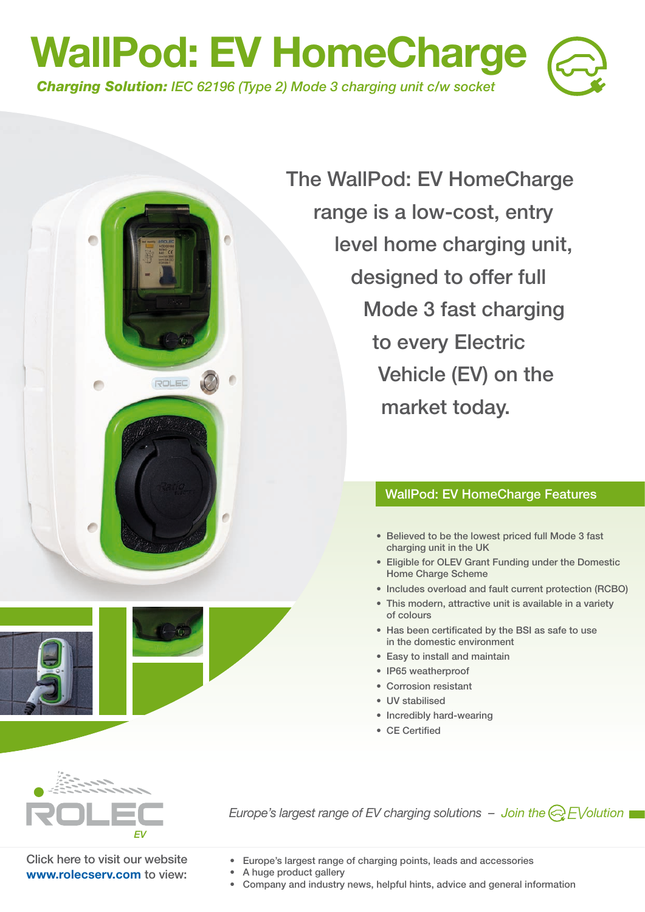# WallPod: EV HomeCharge

***Charging Solution:** IEC 62196 (Type 2) Mode 3 charging unit c/w socket*

The WallPod: EV HomeCharge range is a low-cost, entry level home charging unit, designed to offer full Mode 3 fast charging to every Electric Vehicle (EV) on the market today.

## WallPod: EV HomeCharge Features

- Believed to be the lowest priced full Mode 3 fast charging unit in the UK
- Eligible for OLEV Grant Funding under the Domestic Home Charge Scheme
- Includes overload and fault current protection (RCBO)
- This modern, attractive unit is available in a variety of colours
- Has been certificated by the BSI as safe to use in the domestic environment
- Easy to install and maintain
- IP65 weatherproof
- Corrosion resistant
- UV stabilised
- Incredibly hard-wearing
- CE Certified

ROLEC EV

*Europe's largest range of EV charging solutions – Join the EVolution*

Click here to visit our website **www.rolecserv.com** to view:

- Europe's largest range of charging points, leads and accessories
- A huge product gallery
- Company and industry news, helpful hints, advice and general information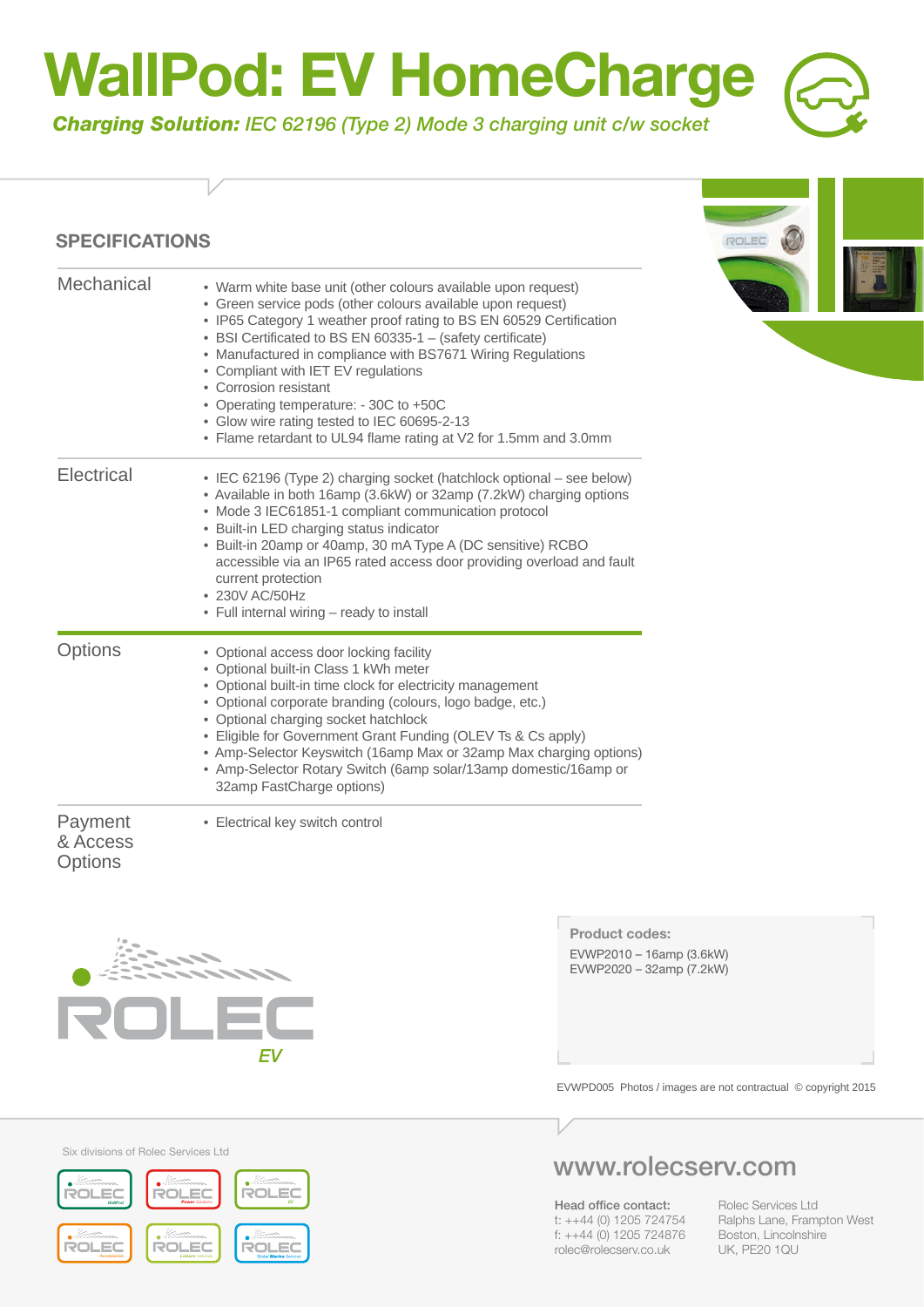# WallPod: EV HomeCharge

***Charging Solution:*** *IEC 62196 (Type 2) Mode 3 charging unit c/w socket*

## SPECIFICATIONS

| | |
|---|---|
| Mechanical | • Warm white base unit (other colours available upon request)<br>• Green service pods (other colours available upon request)<br>• IP65 Category 1 weather proof rating to BS EN 60529 Certification<br>• BSI Certificated to BS EN 60335-1 – (safety certificate)<br>• Manufactured in compliance with BS7671 Wiring Regulations<br>• Compliant with IET EV regulations<br>• Corrosion resistant<br>• Operating temperature: - 30C to +50C<br>• Glow wire rating tested to IEC 60695-2-13<br>• Flame retardant to UL94 flame rating at V2 for 1.5mm and 3.0mm |
| Electrical | • IEC 62196 (Type 2) charging socket (hatchlock optional – see below)<br>• Available in both 16amp (3.6kW) or 32amp (7.2kW) charging options<br>• Mode 3 IEC61851-1 compliant communication protocol<br>• Built-in LED charging status indicator<br>• Built-in 20amp or 40amp, 30 mA Type A (DC sensitive) RCBO accessible via an IP65 rated access door providing overload and fault current protection<br>• 230V AC/50Hz<br>• Full internal wiring – ready to install |
| Options | • Optional access door locking facility<br>• Optional built-in Class 1 kWh meter<br>• Optional built-in time clock for electricity management<br>• Optional corporate branding (colours, logo badge, etc.)<br>• Optional charging socket hatchlock<br>• Eligible for Government Grant Funding (OLEV Ts & Cs apply)<br>• Amp-Selector Keyswitch (16amp Max or 32amp Max charging options)<br>• Amp-Selector Rotary Switch (6amp solar/13amp domestic/16amp or 32amp FastCharge options) |
| Payment & Access Options | • Electrical key switch control |

ROLEC EV

**Product codes:**

EVWP2010 – 16amp (3.6kW)
EVWP2020 – 32amp (7.2kW)

EVWPD005 Photos / images are not contractual © copyright 2015

Six divisions of Rolec Services Ltd

www.rolecserv.com

**Head office contact:**
t: ++44 (0) 1205 724754
f: ++44 (0) 1205 724876
rolec@rolecserv.co.uk

Rolec Services Ltd
Ralphs Lane, Frampton West
Boston, Lincolnshire
UK, PE20 1QU